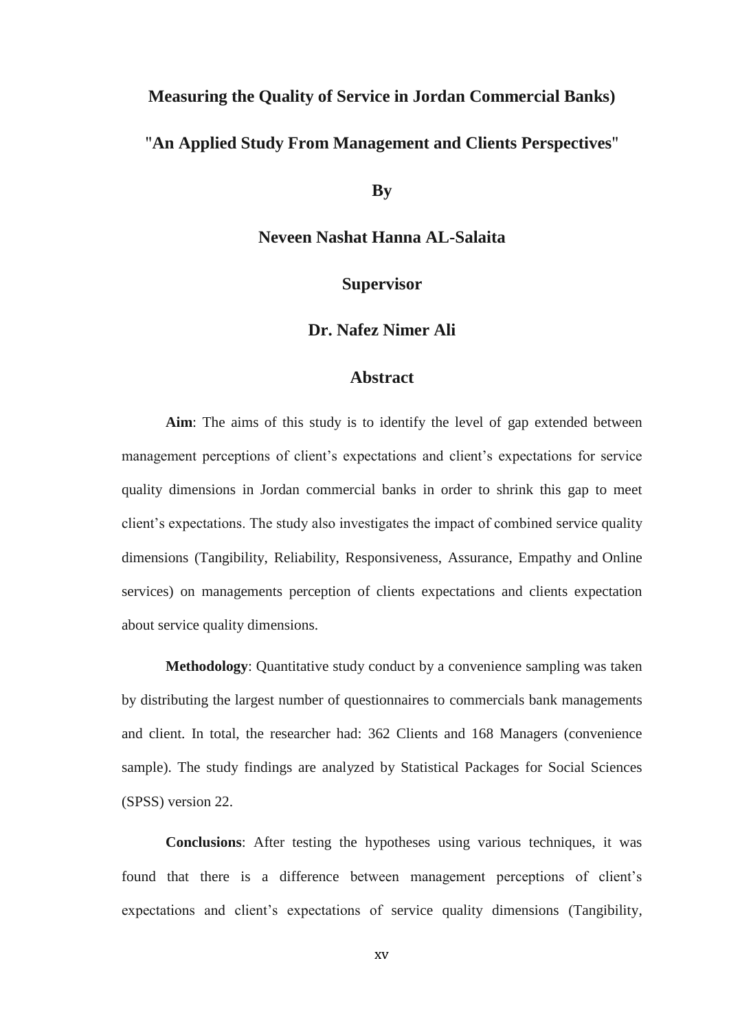# Measuring the Quality of Service in Jordan Commercial Banks)

## "An Applied Study From Management and Clients Perspectives"

**By**

**Neveen Nashat Hanna AL-Salaita**

**Supervisor**

**Dr. Nafez Nimer Ali**

## Abstract

**Aim**: The aims of this study is to identify the level of gap extended between management perceptions of client's expectations and client's expectations for service quality dimensions in Jordan commercial banks in order to shrink this gap to meet client's expectations. The study also investigates the impact of combined service quality dimensions (Tangibility, Reliability, Responsiveness, Assurance, Empathy and Online services) on managements perception of clients expectations and clients expectation about service quality dimensions.

**Methodology**: Quantitative study conduct by a convenience sampling was taken by distributing the largest number of questionnaires to commercials bank managements and client. In total, the researcher had: 362 Clients and 168 Managers (convenience sample). The study findings are analyzed by Statistical Packages for Social Sciences (SPSS) version 22.

**Conclusions**: After testing the hypotheses using various techniques, it was found that there is a difference between management perceptions of client's expectations and client's expectations of service quality dimensions (Tangibility,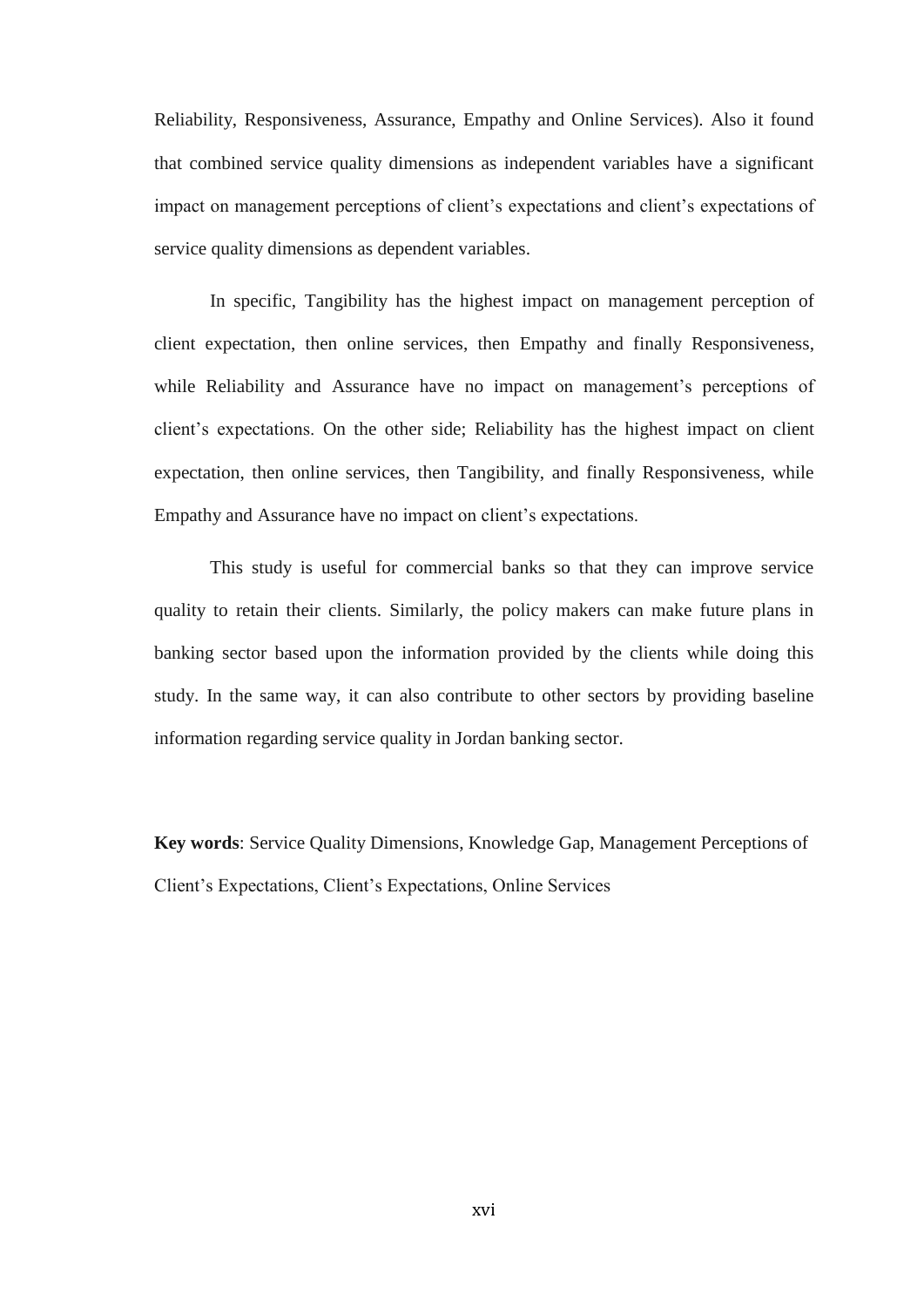Reliability, Responsiveness, Assurance, Empathy and Online Services). Also it found that combined service quality dimensions as independent variables have a significant impact on management perceptions of client's expectations and client's expectations of service quality dimensions as dependent variables.

In specific, Tangibility has the highest impact on management perception of client expectation, then online services, then Empathy and finally Responsiveness, while Reliability and Assurance have no impact on management's perceptions of client's expectations. On the other side; Reliability has the highest impact on client expectation, then online services, then Tangibility, and finally Responsiveness, while Empathy and Assurance have no impact on client's expectations.

This study is useful for commercial banks so that they can improve service quality to retain their clients. Similarly, the policy makers can make future plans in banking sector based upon the information provided by the clients while doing this study. In the same way, it can also contribute to other sectors by providing baseline information regarding service quality in Jordan banking sector.

**Key words**: Service Quality Dimensions, Knowledge Gap, Management Perceptions of Client's Expectations, Client's Expectations, Online Services